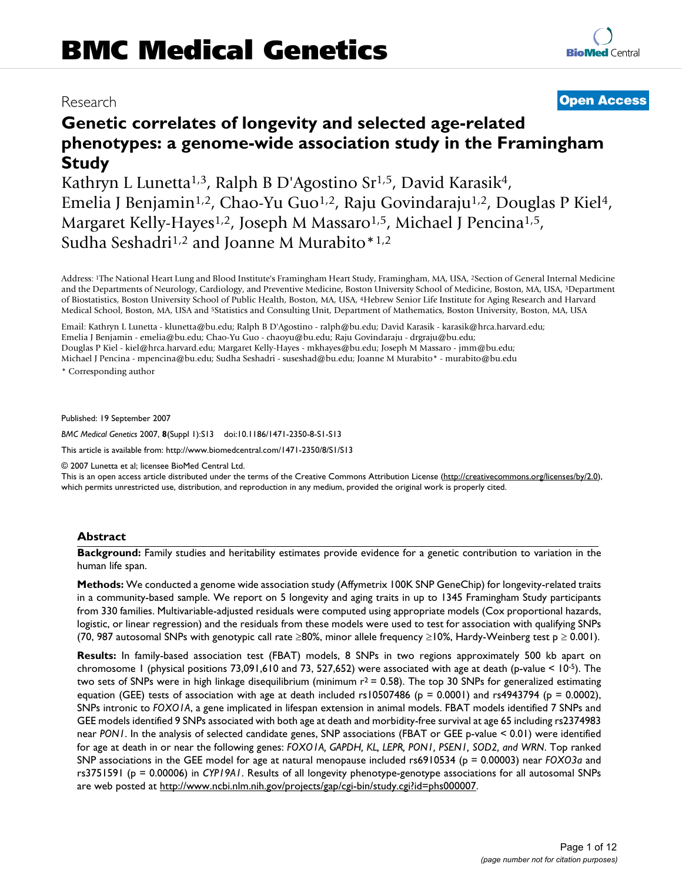# BMC Medical Genetics

Research

**Open Access**

## Genetic correlates of longevity and selected age-related phenotypes: a genome-wide association study in the Framingham Study

Kathryn L Lunetta[1,3], Ralph B D'Agostino Sr[1,5], David Karasik[4], Emelia J Benjamin[1,2], Chao-Yu Guo[1,2], Raju Govindaraju[1,2], Douglas P Kiel[4], Margaret Kelly-Hayes[1,2], Joseph M Massaro[1,5], Michael J Pencina[1,5], Sudha Seshadri[1,2] and Joanne M Murabito*[1,2]

Address: [1]The National Heart Lung and Blood Institute's Framingham Heart Study, Framingham, MA, USA, [2]Section of General Internal Medicine and the Departments of Neurology, Cardiology, and Preventive Medicine, Boston University School of Medicine, Boston, MA, USA, [3]Department of Biostatistics, Boston University School of Public Health, Boston, MA, USA, [4]Hebrew Senior Life Institute for Aging Research and Harvard Medical School, Boston, MA, USA and [5]Statistics and Consulting Unit, Department of Mathematics, Boston University, Boston, MA, USA

Email: Kathryn L Lunetta - klunetta@bu.edu; Ralph B D'Agostino - ralph@bu.edu; David Karasik - karasik@hrca.harvard.edu; Emelia J Benjamin - emelia@bu.edu; Chao-Yu Guo - chaoyu@bu.edu; Raju Govindaraju - drgraju@bu.edu; Douglas P Kiel - kiel@hrca.harvard.edu; Margaret Kelly-Hayes - mkhayes@bu.edu; Joseph M Massaro - jmm@bu.edu; Michael J Pencina - mpencina@bu.edu; Sudha Seshadri - suseshad@bu.edu; Joanne M Murabito* - murabito@bu.edu

* Corresponding author

Published: 19 September 2007

*BMC Medical Genetics* 2007, **8**(Suppl 1):S13 doi:10.1186/1471-2350-8-S1-S13

This article is available from: http://www.biomedcentral.com/1471-2350/8/S1/S13

© 2007 Lunetta et al; licensee BioMed Central Ltd.

This is an open access article distributed under the terms of the Creative Commons Attribution License (http://creativecommons.org/licenses/by/2.0), which permits unrestricted use, distribution, and reproduction in any medium, provided the original work is properly cited.

### Abstract

**Background:** Family studies and heritability estimates provide evidence for a genetic contribution to variation in the human life span.

**Methods:** We conducted a genome wide association study (Affymetrix 100K SNP GeneChip) for longevity-related traits in a community-based sample. We report on 5 longevity and aging traits in up to 1345 Framingham Study participants from 330 families. Multivariable-adjusted residuals were computed using appropriate models (Cox proportional hazards, logistic, or linear regression) and the residuals from these models were used to test for association with qualifying SNPs (70, 987 autosomal SNPs with genotypic call rate ≥80%, minor allele frequency ≥10%, Hardy-Weinberg test p ≥ 0.001).

**Results:** In family-based association test (FBAT) models, 8 SNPs in two regions approximately 500 kb apart on chromosome 1 (physical positions 73,091,610 and 73, 527,652) were associated with age at death (p-value < $10^{-5}$). The two sets of SNPs were in high linkage disequilibrium (minimum $r^2 = 0.58$). The top 30 SNPs for generalized estimating equation (GEE) tests of association with age at death included rs10507486 (p = 0.0001) and rs4943794 (p = 0.0002), SNPs intronic to *FOXO1A*, a gene implicated in lifespan extension in animal models. FBAT models identified 7 SNPs and GEE models identified 9 SNPs associated with both age at death and morbidity-free survival at age 65 including rs2374983 near *PON1*. In the analysis of selected candidate genes, SNP associations (FBAT or GEE p-value < 0.01) were identified for age at death in or near the following genes: *FOXO1A, GAPDH, KL, LEPR, PON1, PSEN1, SOD2, and WRN*. Top ranked SNP associations in the GEE model for age at natural menopause included rs6910534 (p = 0.00003) near *FOXO3a* and rs3751591 (p = 0.00006) in *CYP19A1*. Results of all longevity phenotype-genotype associations for all autosomal SNPs are web posted at http://www.ncbi.nlm.nih.gov/projects/gap/cgi-bin/study.cgi?id=phs000007.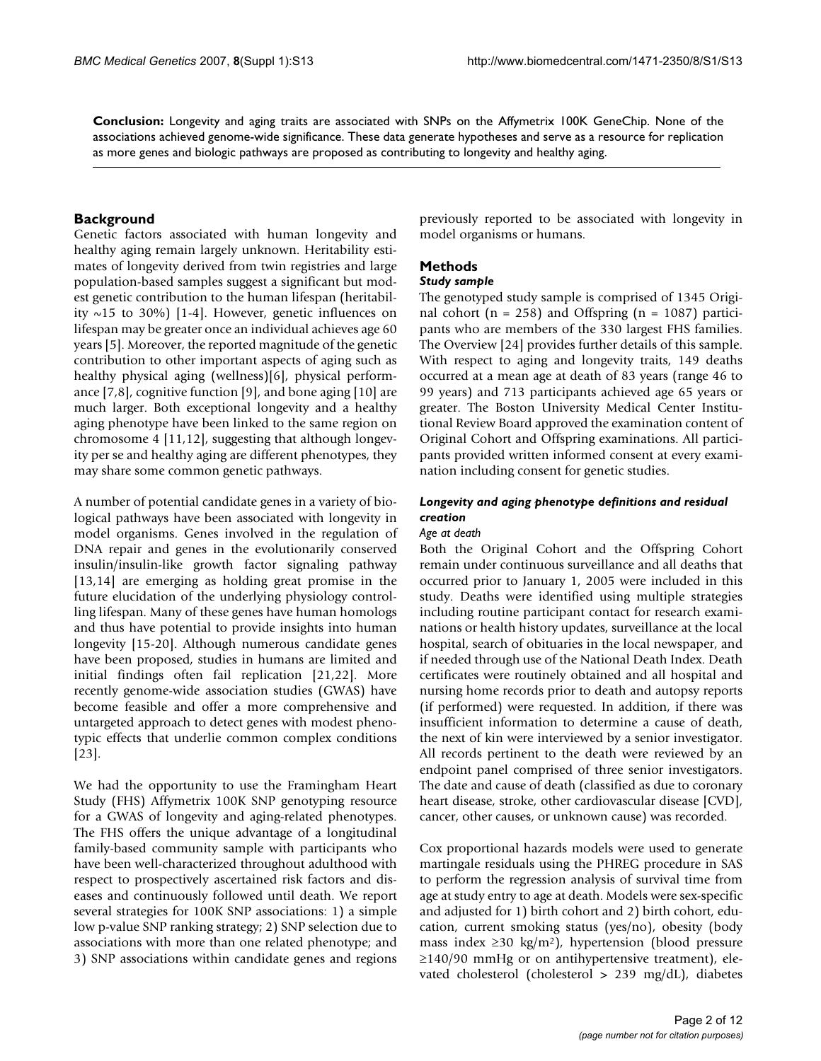**Conclusion:** Longevity and aging traits are associated with SNPs on the Affymetrix 100K GeneChip. None of the associations achieved genome-wide significance. These data generate hypotheses and serve as a resource for replication as more genes and biologic pathways are proposed as contributing to longevity and healthy aging.

## Background

Genetic factors associated with human longevity and healthy aging remain largely unknown. Heritability estimates of longevity derived from twin registries and large population-based samples suggest a significant but modest genetic contribution to the human lifespan (heritability ~15 to 30%) [1-4]. However, genetic influences on lifespan may be greater once an individual achieves age 60 years [5]. Moreover, the reported magnitude of the genetic contribution to other important aspects of aging such as healthy physical aging (wellness)[6], physical performance [7,8], cognitive function [9], and bone aging [10] are much larger. Both exceptional longevity and a healthy aging phenotype have been linked to the same region on chromosome 4 [11,12], suggesting that although longevity per se and healthy aging are different phenotypes, they may share some common genetic pathways.

A number of potential candidate genes in a variety of biological pathways have been associated with longevity in model organisms. Genes involved in the regulation of DNA repair and genes in the evolutionarily conserved insulin/insulin-like growth factor signaling pathway [13,14] are emerging as holding great promise in the future elucidation of the underlying physiology controlling lifespan. Many of these genes have human homologs and thus have potential to provide insights into human longevity [15-20]. Although numerous candidate genes have been proposed, studies in humans are limited and initial findings often fail replication [21,22]. More recently genome-wide association studies (GWAS) have become feasible and offer a more comprehensive and untargeted approach to detect genes with modest phenotypic effects that underlie common complex conditions [23].

We had the opportunity to use the Framingham Heart Study (FHS) Affymetrix 100K SNP genotyping resource for a GWAS of longevity and aging-related phenotypes. The FHS offers the unique advantage of a longitudinal family-based community sample with participants who have been well-characterized throughout adulthood with respect to prospectively ascertained risk factors and diseases and continuously followed until death. We report several strategies for 100K SNP associations: 1) a simple low p-value SNP ranking strategy; 2) SNP selection due to associations with more than one related phenotype; and 3) SNP associations within candidate genes and regions previously reported to be associated with longevity in model organisms or humans.

## Methods

### *Study sample*

The genotyped study sample is comprised of 1345 Original cohort (n = 258) and Offspring (n = 1087) participants who are members of the 330 largest FHS families. The Overview [24] provides further details of this sample. With respect to aging and longevity traits, 149 deaths occurred at a mean age at death of 83 years (range 46 to 99 years) and 713 participants achieved age 65 years or greater. The Boston University Medical Center Institutional Review Board approved the examination content of Original Cohort and Offspring examinations. All participants provided written informed consent at every examination including consent for genetic studies.

### *Longevity and aging phenotype definitions and residual creation*

#### *Age at death*

Both the Original Cohort and the Offspring Cohort remain under continuous surveillance and all deaths that occurred prior to January 1, 2005 were included in this study. Deaths were identified using multiple strategies including routine participant contact for research examinations or health history updates, surveillance at the local hospital, search of obituaries in the local newspaper, and if needed through use of the National Death Index. Death certificates were routinely obtained and all hospital and nursing home records prior to death and autopsy reports (if performed) were requested. In addition, if there was insufficient information to determine a cause of death, the next of kin were interviewed by a senior investigator. All records pertinent to the death were reviewed by an endpoint panel comprised of three senior investigators. The date and cause of death (classified as due to coronary heart disease, stroke, other cardiovascular disease [CVD], cancer, other causes, or unknown cause) was recorded.

Cox proportional hazards models were used to generate martingale residuals using the PHREG procedure in SAS to perform the regression analysis of survival time from age at study entry to age at death. Models were sex-specific and adjusted for 1) birth cohort and 2) birth cohort, education, current smoking status (yes/no), obesity (body mass index ≥30 kg/m²), hypertension (blood pressure ≥140/90 mmHg or on antihypertensive treatment), elevated cholesterol (cholesterol > 239 mg/dL), diabetes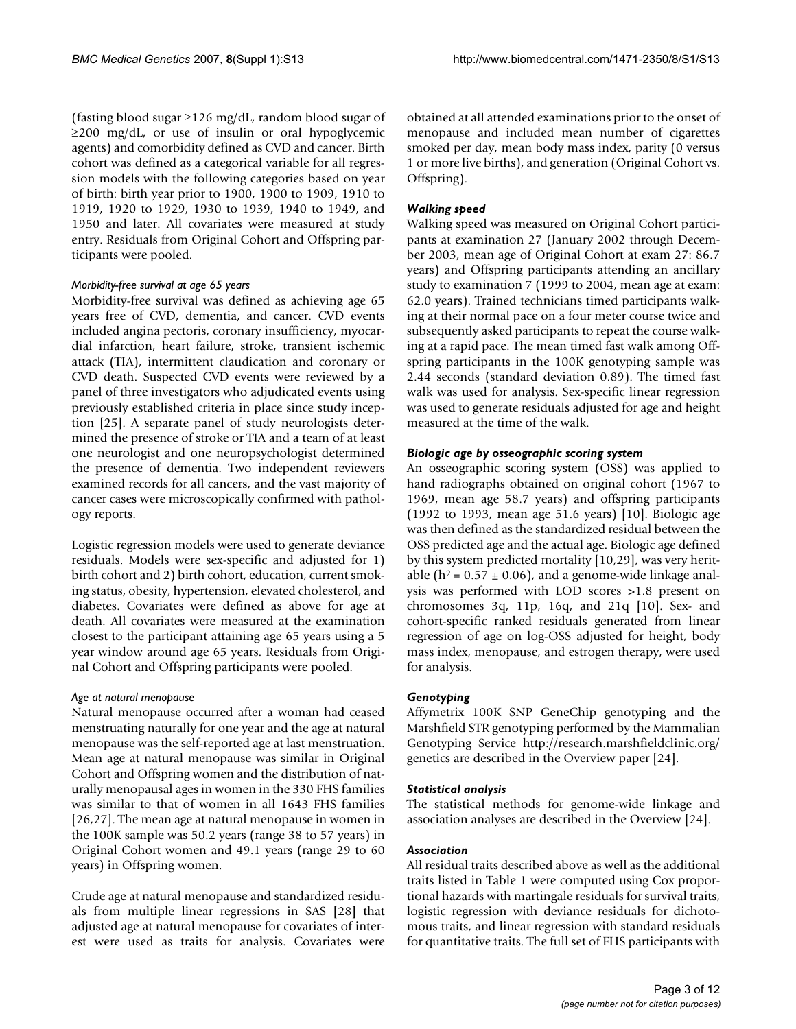(fasting blood sugar ≥126 mg/dL, random blood sugar of ≥200 mg/dL, or use of insulin or oral hypoglycemic agents) and comorbidity defined as CVD and cancer. Birth cohort was defined as a categorical variable for all regression models with the following categories based on year of birth: birth year prior to 1900, 1900 to 1909, 1910 to 1919, 1920 to 1929, 1930 to 1939, 1940 to 1949, and 1950 and later. All covariates were measured at study entry. Residuals from Original Cohort and Offspring participants were pooled.

#### *Morbidity-free survival at age 65 years*

Morbidity-free survival was defined as achieving age 65 years free of CVD, dementia, and cancer. CVD events included angina pectoris, coronary insufficiency, myocardial infarction, heart failure, stroke, transient ischemic attack (TIA), intermittent claudication and coronary or CVD death. Suspected CVD events were reviewed by a panel of three investigators who adjudicated events using previously established criteria in place since study inception [25]. A separate panel of study neurologists determined the presence of stroke or TIA and a team of at least one neurologist and one neuropsychologist determined the presence of dementia. Two independent reviewers examined records for all cancers, and the vast majority of cancer cases were microscopically confirmed with pathology reports.

Logistic regression models were used to generate deviance residuals. Models were sex-specific and adjusted for 1) birth cohort and 2) birth cohort, education, current smoking status, obesity, hypertension, elevated cholesterol, and diabetes. Covariates were defined as above for age at death. All covariates were measured at the examination closest to the participant attaining age 65 years using a 5 year window around age 65 years. Residuals from Original Cohort and Offspring participants were pooled.

#### *Age at natural menopause*

Natural menopause occurred after a woman had ceased menstruating naturally for one year and the age at natural menopause was the self-reported age at last menstruation. Mean age at natural menopause was similar in Original Cohort and Offspring women and the distribution of naturally menopausal ages in women in the 330 FHS families was similar to that of women in all 1643 FHS families [26,27]. The mean age at natural menopause in women in the 100K sample was 50.2 years (range 38 to 57 years) in Original Cohort women and 49.1 years (range 29 to 60 years) in Offspring women.

Crude age at natural menopause and standardized residuals from multiple linear regressions in SAS [28] that adjusted age at natural menopause for covariates of interest were used as traits for analysis. Covariates were obtained at all attended examinations prior to the onset of menopause and included mean number of cigarettes smoked per day, mean body mass index, parity (0 versus 1 or more live births), and generation (Original Cohort vs. Offspring).

### *Walking speed*

Walking speed was measured on Original Cohort participants at examination 27 (January 2002 through December 2003, mean age of Original Cohort at exam 27: 86.7 years) and Offspring participants attending an ancillary study to examination 7 (1999 to 2004, mean age at exam: 62.0 years). Trained technicians timed participants walking at their normal pace on a four meter course twice and subsequently asked participants to repeat the course walking at a rapid pace. The mean timed fast walk among Offspring participants in the 100K genotyping sample was 2.44 seconds (standard deviation 0.89). The timed fast walk was used for analysis. Sex-specific linear regression was used to generate residuals adjusted for age and height measured at the time of the walk.

### *Biologic age by osseographic scoring system*

An osseographic scoring system (OSS) was applied to hand radiographs obtained on original cohort (1967 to 1969, mean age 58.7 years) and offspring participants (1992 to 1993, mean age 51.6 years) [10]. Biologic age was then defined as the standardized residual between the OSS predicted age and the actual age. Biologic age defined by this system predicted mortality [10,29], was very heritable ($h^2 = 0.57 \pm 0.06$), and a genome-wide linkage analysis was performed with LOD scores >1.8 present on chromosomes 3q, 11p, 16q, and 21q [10]. Sex- and cohort-specific ranked residuals generated from linear regression of age on log-OSS adjusted for height, body mass index, menopause, and estrogen therapy, were used for analysis.

### *Genotyping*

Affymetrix 100K SNP GeneChip genotyping and the Marshfield STR genotyping performed by the Mammalian Genotyping Service http://research.marshfieldclinic.org/genetics are described in the Overview paper [24].

### *Statistical analysis*

The statistical methods for genome-wide linkage and association analyses are described in the Overview [24].

### *Association*

All residual traits described above as well as the additional traits listed in Table 1 were computed using Cox proportional hazards with martingale residuals for survival traits, logistic regression with deviance residuals for dichotomous traits, and linear regression with standard residuals for quantitative traits. The full set of FHS participants with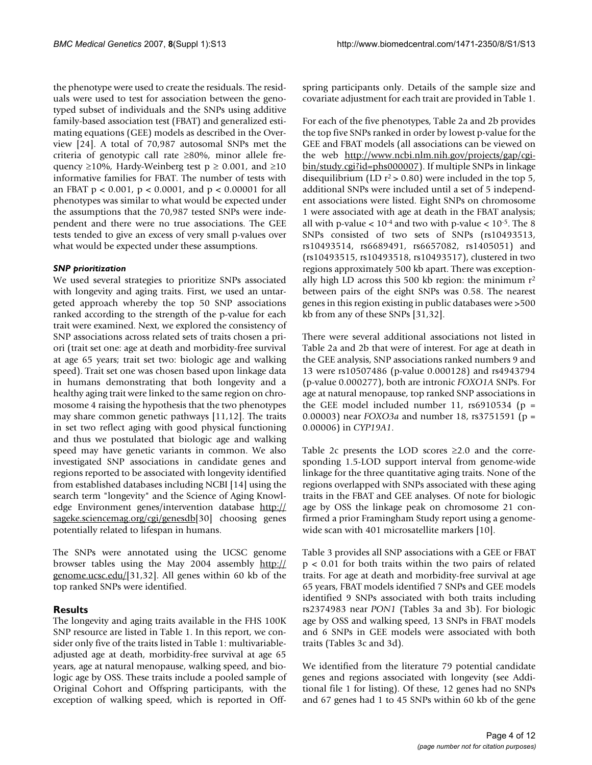the phenotype were used to create the residuals. The residuals were used to test for association between the genotyped subset of individuals and the SNPs using additive family-based association test (FBAT) and generalized estimating equations (GEE) models as described in the Overview [24]. A total of 70,987 autosomal SNPs met the criteria of genotypic call rate ≥80%, minor allele frequency ≥10%, Hardy-Weinberg test $p \geq 0.001$, and ≥10 informative families for FBAT. The number of tests with an FBAT $p < 0.001$, $p < 0.0001$, and $p < 0.00001$ for all phenotypes was similar to what would be expected under the assumptions that the 70,987 tested SNPs were independent and there were no true associations. The GEE tests tended to give an excess of very small p-values over what would be expected under these assumptions.

### *SNP prioritization*

We used several strategies to prioritize SNPs associated with longevity and aging traits. First, we used an untargeted approach whereby the top 50 SNP associations ranked according to the strength of the p-value for each trait were examined. Next, we explored the consistency of SNP associations across related sets of traits chosen a priori (trait set one: age at death and morbidity-free survival at age 65 years; trait set two: biologic age and walking speed). Trait set one was chosen based upon linkage data in humans demonstrating that both longevity and a healthy aging trait were linked to the same region on chromosome 4 raising the hypothesis that the two phenotypes may share common genetic pathways [11,12]. The traits in set two reflect aging with good physical functioning and thus we postulated that biologic age and walking speed may have genetic variants in common. We also investigated SNP associations in candidate genes and regions reported to be associated with longevity identified from established databases including NCBI [14] using the search term "longevity" and the Science of Aging Knowledge Environment genes/intervention database http://sageke.sciencemag.org/cgi/genesdb[30] choosing genes potentially related to lifespan in humans.

The SNPs were annotated using the UCSC genome browser tables using the May 2004 assembly http://genome.ucsc.edu/[31,32]. All genes within 60 kb of the top ranked SNPs were identified.

## Results

The longevity and aging traits available in the FHS 100K SNP resource are listed in Table 1. In this report, we consider only five of the traits listed in Table 1: multivariable-adjusted age at death, morbidity-free survival at age 65 years, age at natural menopause, walking speed, and biologic age by OSS. These traits include a pooled sample of Original Cohort and Offspring participants, with the exception of walking speed, which is reported in Offspring participants only. Details of the sample size and covariate adjustment for each trait are provided in Table 1.

For each of the five phenotypes, Table 2a and 2b provides the top five SNPs ranked in order by lowest p-value for the GEE and FBAT models (all associations can be viewed on the web http://www.ncbi.nlm.nih.gov/projects/gap/cgi-bin/study.cgi?id=phs000007). If multiple SNPs in linkage disequilibrium (LD $r^2 > 0.80$) were included in the top 5, additional SNPs were included until a set of 5 independent associations were listed. Eight SNPs on chromosome 1 were associated with age at death in the FBAT analysis; all with p-value $< 10^{-4}$ and two with p-value $< 10^{-5}$. The 8 SNPs consisted of two sets of SNPs (rs10493513, rs10493514, rs6689491, rs6657082, rs1405051) and (rs10493515, rs10493518, rs10493517), clustered in two regions approximately 500 kb apart. There was exceptionally high LD across this 500 kb region: the minimum $r^2$ between pairs of the eight SNPs was 0.58. The nearest genes in this region existing in public databases were >500 kb from any of these SNPs [31,32].

There were several additional associations not listed in Table 2a and 2b that were of interest. For age at death in the GEE analysis, SNP associations ranked numbers 9 and 13 were rs10507486 (p-value 0.000128) and rs4943794 (p-value 0.000277), both are intronic *FOXO1A* SNPs. For age at natural menopause, top ranked SNP associations in the GEE model included number 11, rs6910534 ($p = 0.00003$) near *FOXO3a* and number 18, rs3751591 ($p = 0.00006$) in *CYP19A1*.

Table 2c presents the LOD scores ≥2.0 and the corresponding 1.5-LOD support interval from genome-wide linkage for the three quantitative aging traits. None of the regions overlapped with SNPs associated with these aging traits in the FBAT and GEE analyses. Of note for biologic age by OSS the linkage peak on chromosome 21 confirmed a prior Framingham Study report using a genome-wide scan with 401 microsatellite markers [10].

Table 3 provides all SNP associations with a GEE or FBAT $p < 0.01$ for both traits within the two pairs of related traits. For age at death and morbidity-free survival at age 65 years, FBAT models identified 7 SNPs and GEE models identified 9 SNPs associated with both traits including rs2374983 near *PON1* (Tables 3a and 3b). For biologic age by OSS and walking speed, 13 SNPs in FBAT models and 6 SNPs in GEE models were associated with both traits (Tables 3c and 3d).

We identified from the literature 79 potential candidate genes and regions associated with longevity (see Additional file 1 for listing). Of these, 12 genes had no SNPs and 67 genes had 1 to 45 SNPs within 60 kb of the gene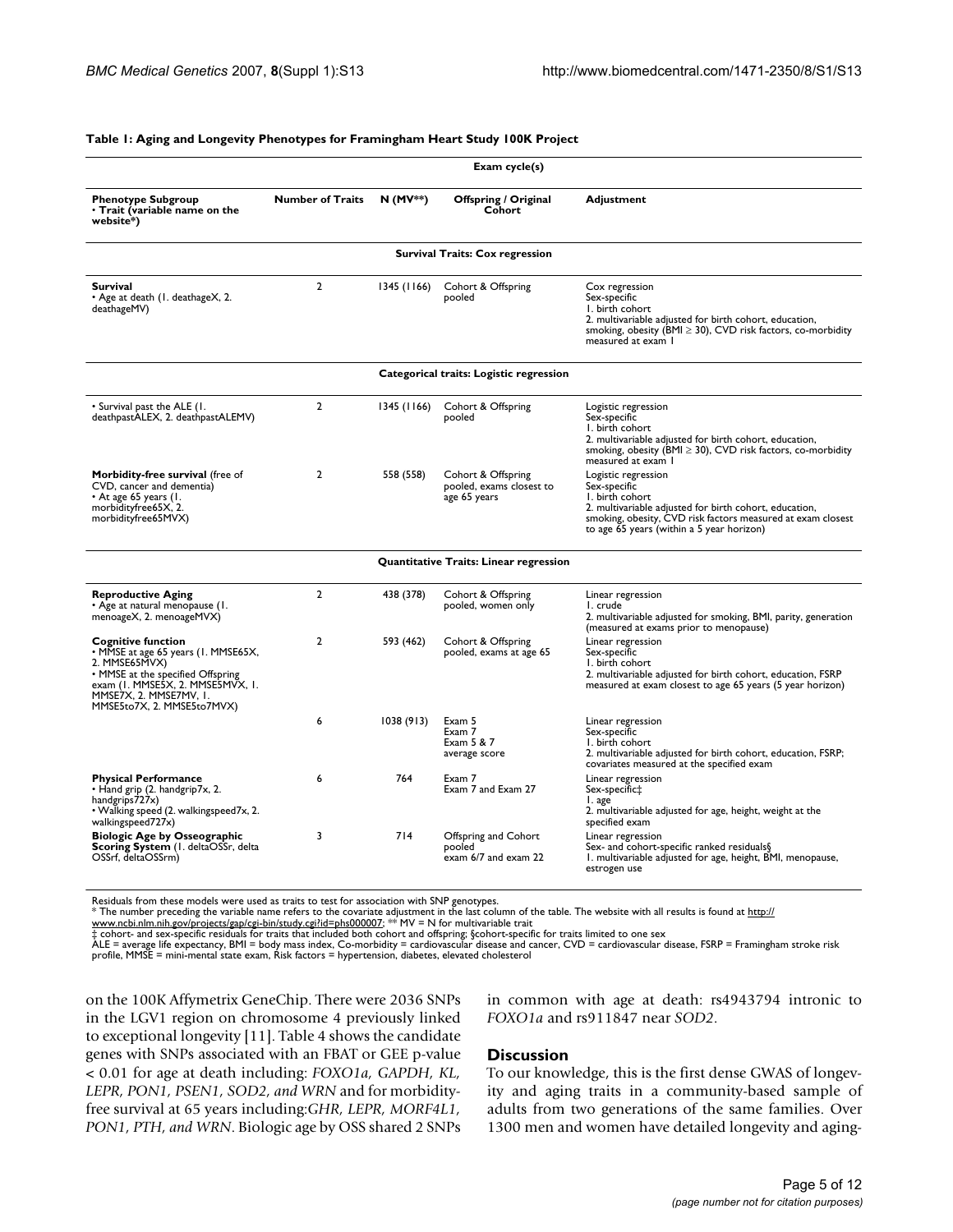**Table 1: Aging and Longevity Phenotypes for Framingham Heart Study 100K Project**

| | | | Exam cycle(s) | |
|---|---|---|---|---|
| **Phenotype Subgroup** • **Trait (variable name on the website*)** | **Number of Traits** | **N (MV**)** | **Offspring / Original Cohort** | **Adjustment** |
| | | | **Survival Traits: Cox regression** | |
| **Survival** • Age at death (1. deathageX, 2. deathageMV) | 2 | 1345 (1166) | Cohort & Offspring pooled | Cox regression Sex-specific 1. birth cohort 2. multivariable adjusted for birth cohort, education, smoking, obesity (BMI ≥ 30), CVD risk factors, co-morbidity measured at exam 1 |
| | | | **Categorical traits: Logistic regression** | |
| • Survival past the ALE (1. deathpastALEX, 2. deathpastALEMV) | 2 | 1345 (1166) | Cohort & Offspring pooled | Logistic regression Sex-specific 1. birth cohort 2. multivariable adjusted for birth cohort, education, smoking, obesity (BMI ≥ 30), CVD risk factors, co-morbidity measured at exam 1 |
| **Morbidity-free survival** (free of CVD, cancer and dementia) • At age 65 years (1. morbidityfree65X, 2. morbidityfree65MVX) | 2 | 558 (558) | Cohort & Offspring pooled, exams closest to age 65 years | Logistic regression Sex-specific 1. birth cohort 2. multivariable adjusted for birth cohort, education, smoking, obesity, CVD risk factors measured at exam closest to age 65 years (within a 5 year horizon) |
| | | | **Quantitative Traits: Linear regression** | |
| **Reproductive Aging** • Age at natural menopause (1. menoageX, 2. menoageMVX) | 2 | 438 (378) | Cohort & Offspring pooled, women only | Linear regression 1. crude 2. multivariable adjusted for smoking, BMI, parity, generation (measured at exams prior to menopause) |
| **Cognitive function** • MMSE at age 65 years (1. MMSE65X, 2. MMSE65MVX) • MMSE at the specified Offspring exam (1. MMSE5X, 2. MMSE5MVX, 1. MMSE7X, 2. MMSE7MV, 1. MMSE5to7X, 2. MMSE5to7MVX) | 2 | 593 (462) | Cohort & Offspring pooled, exams at age 65 | Linear regression Sex-specific 1. birth cohort 2. multivariable adjusted for birth cohort, education, FSRP measured at exam closest to age 65 years (5 year horizon) |
| | 6 | 1038 (913) | Exam 5 Exam 7 Exam 5 & 7 average score | Linear regression Sex-specific 1. birth cohort 2. multivariable adjusted for birth cohort, education, FSRP; covariates measured at the specified exam |
| **Physical Performance** • Hand grip (2. handgrip7x, 2. handgrips727x) • Walking speed (2. walkingspeed7x, 2. walkingspeed727x) | 6 | 764 | Exam 7 Exam 7 and Exam 27 | Linear regression Sex-specific‡ 1. age 2. multivariable adjusted for age, height, weight at the specified exam |
| **Biologic Age by Osseographic Scoring System** (1. deltaOSSr, delta OSSrf, deltaOSSrm) | 3 | 714 | Offspring and Cohort pooled exam 6/7 and exam 22 | Linear regression Sex- and cohort-specific ranked residuals§ 1. multivariable adjusted for age, height, BMI, menopause, estrogen use |

Residuals from these models were used as traits to test for association with SNP genotypes.
* The number preceding the variable name refers to the covariate adjustment in the last column of the table. The website with all results is found at http://www.ncbi.nlm.nih.gov/projects/gap/cgi-bin/study.cgi?id=phs000007; ** MV = N for multivariable trait
‡ cohort- and sex-specific residuals for traits that included both cohort and offspring; §cohort-specific for traits limited to one sex
ALE = average life expectancy, BMI = body mass index, Co-morbidity = cardiovascular disease and cancer, CVD = cardiovascular disease, FSRP = Framingham stroke risk profile, MMSE = mini-mental state exam, Risk factors = hypertension, diabetes, elevated cholesterol

on the 100K Affymetrix GeneChip. There were 2036 SNPs in the LGV1 region on chromosome 4 previously linked to exceptional longevity [11]. Table 4 shows the candidate genes with SNPs associated with an FBAT or GEE p-value < 0.01 for age at death including: *FOXO1a, GAPDH, KL, LEPR, PON1, PSEN1, SOD2, and WRN* and for morbidity-free survival at 65 years including:*GHR, LEPR, MORF4L1, PON1, PTH, and WRN*. Biologic age by OSS shared 2 SNPs in common with age at death: rs4943794 intronic to *FOXO1a* and rs911847 near *SOD2*.

## Discussion

To our knowledge, this is the first dense GWAS of longevity and aging traits in a community-based sample of adults from two generations of the same families. Over 1300 men and women have detailed longevity and aging-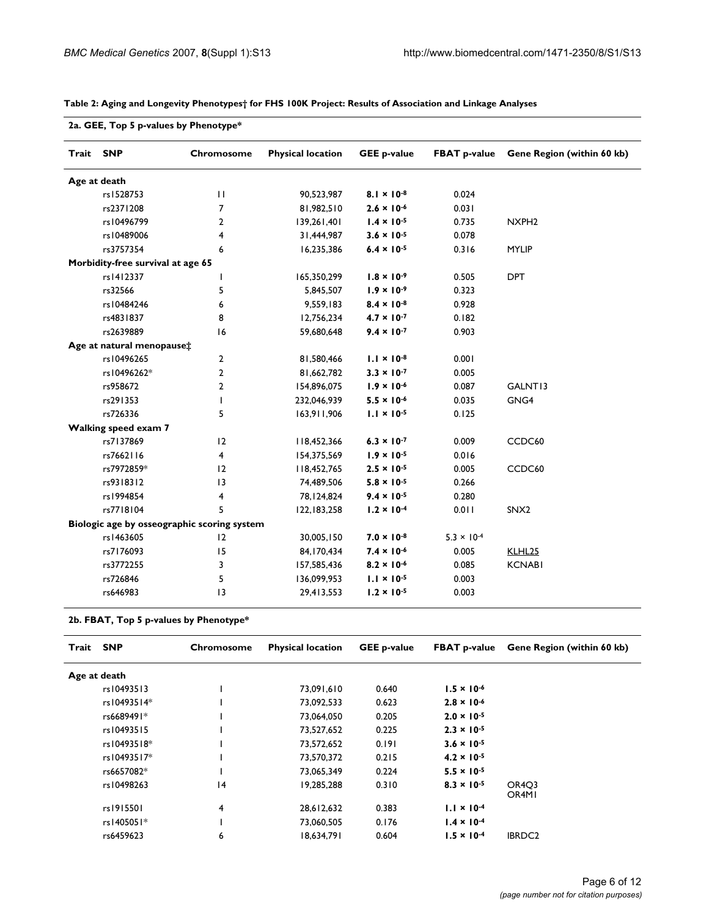**Table 2: Aging and Longevity Phenotypes† for FHS 100K Project: Results of Association and Linkage Analyses**

**2a. GEE, Top 5 p-values by Phenotype***

| Trait | SNP | Chromosome | Physical location | GEE p-value | FBAT p-value | Gene Region (within 60 kb) |
|---|---|---|---|---|---|---|
| **Age at death** | | | | | | |
| | rs1528753 | 11 | 90,523,987 | **$8.1 \times 10^{-8}$** | 0.024 | |
| | rs2371208 | 7 | 81,982,510 | **$2.6 \times 10^{-6}$** | 0.031 | |
| | rs10496799 | 2 | 139,261,401 | **$1.4 \times 10^{-5}$** | 0.735 | NXPH2 |
| | rs10489006 | 4 | 31,444,987 | **$3.6 \times 10^{-5}$** | 0.078 | |
| | rs3757354 | 6 | 16,235,386 | **$6.4 \times 10^{-5}$** | 0.316 | MYLIP |
| **Morbidity-free survival at age 65** | | | | | | |
| | rs1412337 | 1 | 165,350,299 | **$1.8 \times 10^{-9}$** | 0.505 | DPT |
| | rs32566 | 5 | 5,845,507 | **$1.9 \times 10^{-9}$** | 0.323 | |
| | rs10484246 | 6 | 9,559,183 | **$8.4 \times 10^{-8}$** | 0.928 | |
| | rs4831837 | 8 | 12,756,234 | **$4.7 \times 10^{-7}$** | 0.182 | |
| | rs2639889 | 16 | 59,680,648 | **$9.4 \times 10^{-7}$** | 0.903 | |
| **Age at natural menopause‡** | | | | | | |
| | rs10496265 | 2 | 81,580,466 | **$1.1 \times 10^{-8}$** | 0.001 | |
| | rs10496262* | 2 | 81,662,782 | **$3.3 \times 10^{-7}$** | 0.005 | |
| | rs958672 | 2 | 154,896,075 | **$1.9 \times 10^{-6}$** | 0.087 | GALNT13 |
| | rs291353 | 1 | 232,046,939 | **$5.5 \times 10^{-6}$** | 0.035 | GNG4 |
| | rs726336 | 5 | 163,911,906 | **$1.1 \times 10^{-5}$** | 0.125 | |
| **Walking speed exam 7** | | | | | | |
| | rs7137869 | 12 | 118,452,366 | **$6.3 \times 10^{-7}$** | 0.009 | CCDC60 |
| | rs7662116 | 4 | 154,375,569 | **$1.9 \times 10^{-5}$** | 0.016 | |
| | rs7972859* | 12 | 118,452,765 | **$2.5 \times 10^{-5}$** | 0.005 | CCDC60 |
| | rs9318312 | 13 | 74,489,506 | **$5.8 \times 10^{-5}$** | 0.266 | |
| | rs1994854 | 4 | 78,124,824 | **$9.4 \times 10^{-5}$** | 0.280 | |
| | rs7718104 | 5 | 122,183,258 | **$1.2 \times 10^{-4}$** | 0.011 | SNX2 |
| **Biologic age by osseographic scoring system** | | | | | | |
| | rs1463605 | 12 | 30,005,150 | **$7.0 \times 10^{-8}$** | $5.3 \times 10^{-4}$ | |
| | rs7176093 | 15 | 84,170,434 | **$7.4 \times 10^{-6}$** | 0.005 | KLHL25 |
| | rs3772255 | 3 | 157,585,436 | **$8.2 \times 10^{-6}$** | 0.085 | KCNAB1 |
| | rs726846 | 5 | 136,099,953 | **$1.1 \times 10^{-5}$** | 0.003 | |
| | rs646983 | 13 | 29,413,553 | **$1.2 \times 10^{-5}$** | 0.003 | |

**2b. FBAT, Top 5 p-values by Phenotype***

| Trait | SNP | Chromosome | Physical location | GEE p-value | FBAT p-value | Gene Region (within 60 kb) |
|---|---|---|---|---|---|---|
| **Age at death** | | | | | | |
| | rs10493513 | 1 | 73,091,610 | 0.640 | **$1.5 \times 10^{-6}$** | |
| | rs10493514* | 1 | 73,092,533 | 0.623 | **$2.8 \times 10^{-6}$** | |
| | rs6689491* | 1 | 73,064,050 | 0.205 | **$2.0 \times 10^{-5}$** | |
| | rs10493515 | 1 | 73,527,652 | 0.225 | **$2.3 \times 10^{-5}$** | |
| | rs10493518* | 1 | 73,572,652 | 0.191 | **$3.6 \times 10^{-5}$** | |
| | rs10493517* | 1 | 73,570,372 | 0.215 | **$4.2 \times 10^{-5}$** | |
| | rs6657082* | 1 | 73,065,349 | 0.224 | **$5.5 \times 10^{-5}$** | |
| | rs10498263 | 14 | 19,285,288 | 0.310 | **$8.3 \times 10^{-5}$** | OR4Q3 OR4M1 |
| | rs1915501 | 4 | 28,612,632 | 0.383 | **$1.1 \times 10^{-4}$** | |
| | rs1405051* | 1 | 73,060,505 | 0.176 | **$1.4 \times 10^{-4}$** | |
| | rs6459623 | 6 | 18,634,791 | 0.604 | **$1.5 \times 10^{-4}$** | IBRDC2 |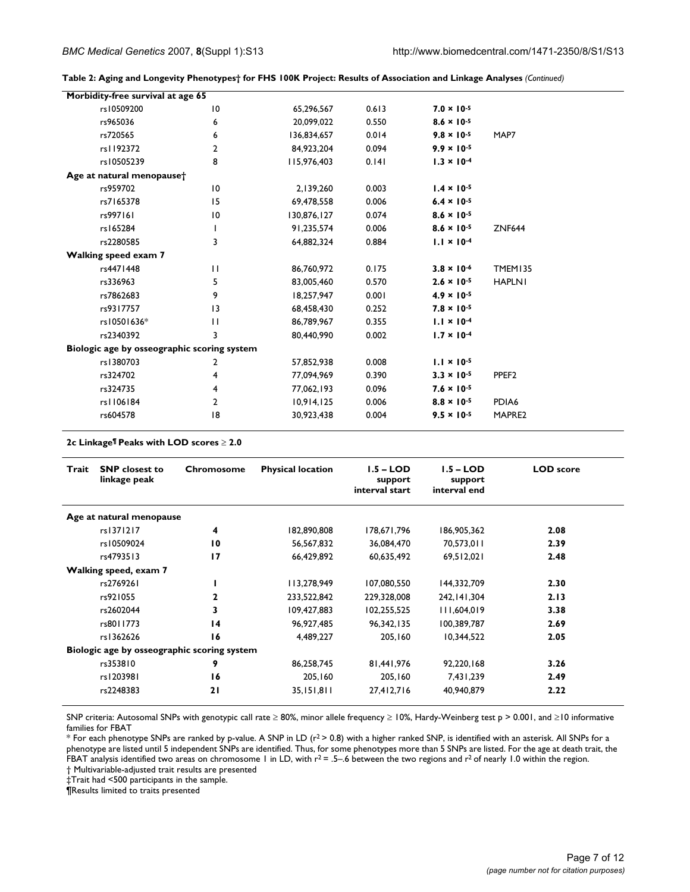**Table 2: Aging and Longevity Phenotypes† for FHS 100K Project: Results of Association and Linkage Analyses** *(Continued)*

| | | | | | |
|---|---|---|---|---|---|
| **Morbidity-free survival at age 65** | | | | | |
| rs10509200 | 10 | 65,296,567 | 0.613 | **$7.0 \times 10^{-5}$** | |
| rs965036 | 6 | 20,099,022 | 0.550 | **$8.6 \times 10^{-5}$** | |
| rs720565 | 6 | 136,834,657 | 0.014 | **$9.8 \times 10^{-5}$** | MAP7 |
| rs1192372 | 2 | 84,923,204 | 0.094 | **$9.9 \times 10^{-5}$** | |
| rs10505239 | 8 | 115,976,403 | 0.141 | **$1.3 \times 10^{-4}$** | |
| **Age at natural menopause†** | | | | | |
| rs959702 | 10 | 2,139,260 | 0.003 | **$1.4 \times 10^{-5}$** | |
| rs7165378 | 15 | 69,478,558 | 0.006 | **$6.4 \times 10^{-5}$** | |
| rs997161 | 10 | 130,876,127 | 0.074 | **$8.6 \times 10^{-5}$** | |
| rs165284 | 1 | 91,235,574 | 0.006 | **$8.6 \times 10^{-5}$** | ZNF644 |
| rs2280585 | 3 | 64,882,324 | 0.884 | **$1.1 \times 10^{-4}$** | |
| **Walking speed exam 7** | | | | | |
| rs4471448 | 11 | 86,760,972 | 0.175 | **$3.8 \times 10^{-6}$** | TMEM135 |
| rs336963 | 5 | 83,005,460 | 0.570 | **$2.6 \times 10^{-5}$** | HAPLN1 |
| rs7862683 | 9 | 18,257,947 | 0.001 | **$4.9 \times 10^{-5}$** | |
| rs9317757 | 13 | 68,458,430 | 0.252 | **$7.8 \times 10^{-5}$** | |
| rs10501636* | 11 | 86,789,967 | 0.355 | **$1.1 \times 10^{-4}$** | |
| rs2340392 | 3 | 80,440,990 | 0.002 | **$1.7 \times 10^{-4}$** | |
| **Biologic age by osseographic scoring system** | | | | | |
| rs1380703 | 2 | 57,852,938 | 0.008 | **$1.1 \times 10^{-5}$** | |
| rs324702 | 4 | 77,094,969 | 0.390 | **$3.3 \times 10^{-5}$** | PPEF2 |
| rs324735 | 4 | 77,062,193 | 0.096 | **$7.6 \times 10^{-5}$** | |
| rs1106184 | 2 | 10,914,125 | 0.006 | **$8.8 \times 10^{-5}$** | PDIA6 |
| rs604578 | 18 | 30,923,438 | 0.004 | **$9.5 \times 10^{-5}$** | MAPRE2 |

**2c Linkage¶ Peaks with LOD scores ≥ 2.0**

| Trait | SNP closest to linkage peak | Chromosome | Physical location | 1.5 – LOD support interval start | 1.5 – LOD support interval end | LOD score |
|---|---|---|---|---|---|---|
| **Age at natural menopause** | | | | | | |
| | rs1371217 | **4** | 182,890,808 | 178,671,796 | 186,905,362 | **2.08** |
| | rs10509024 | **10** | 56,567,832 | 36,084,470 | 70,573,011 | **2.39** |
| | rs4793513 | **17** | 66,429,892 | 60,635,492 | 69,512,021 | **2.48** |
| **Walking speed, exam 7** | | | | | | |
| | rs2769261 | **1** | 113,278,949 | 107,080,550 | 144,332,709 | **2.30** |
| | rs921055 | **2** | 233,522,842 | 229,328,008 | 242,141,304 | **2.13** |
| | rs2602044 | **3** | 109,427,883 | 102,255,525 | 111,604,019 | **3.38** |
| | rs8011773 | **14** | 96,927,485 | 96,342,135 | 100,389,787 | **2.69** |
| | rs1362626 | **16** | 4,489,227 | 205,160 | 10,344,522 | **2.05** |
| **Biologic age by osseographic scoring system** | | | | | | |
| | rs353810 | **9** | 86,258,745 | 81,441,976 | 92,220,168 | **3.26** |
| | rs1203981 | **16** | 205,160 | 205,160 | 7,431,239 | **2.49** |
| | rs2248383 | **21** | 35,151,811 | 27,412,716 | 40,940,879 | **2.22** |

SNP criteria: Autosomal SNPs with genotypic call rate ≥ 80%, minor allele frequency ≥ 10%, Hardy-Weinberg test p > 0.001, and ≥10 informative families for FBAT

* For each phenotype SNPs are ranked by p-value. A SNP in LD ($r^2 > 0.8$) with a higher ranked SNP, is identified with an asterisk. All SNPs for a phenotype are listed until 5 independent SNPs are identified. Thus, for some phenotypes more than 5 SNPs are listed. For the age at death trait, the FBAT analysis identified two areas on chromosome 1 in LD, with $r^2$ = .5–.6 between the two regions and $r^2$ of nearly 1.0 within the region.

† Multivariable-adjusted trait results are presented

‡Trait had <500 participants in the sample.

¶Results limited to traits presented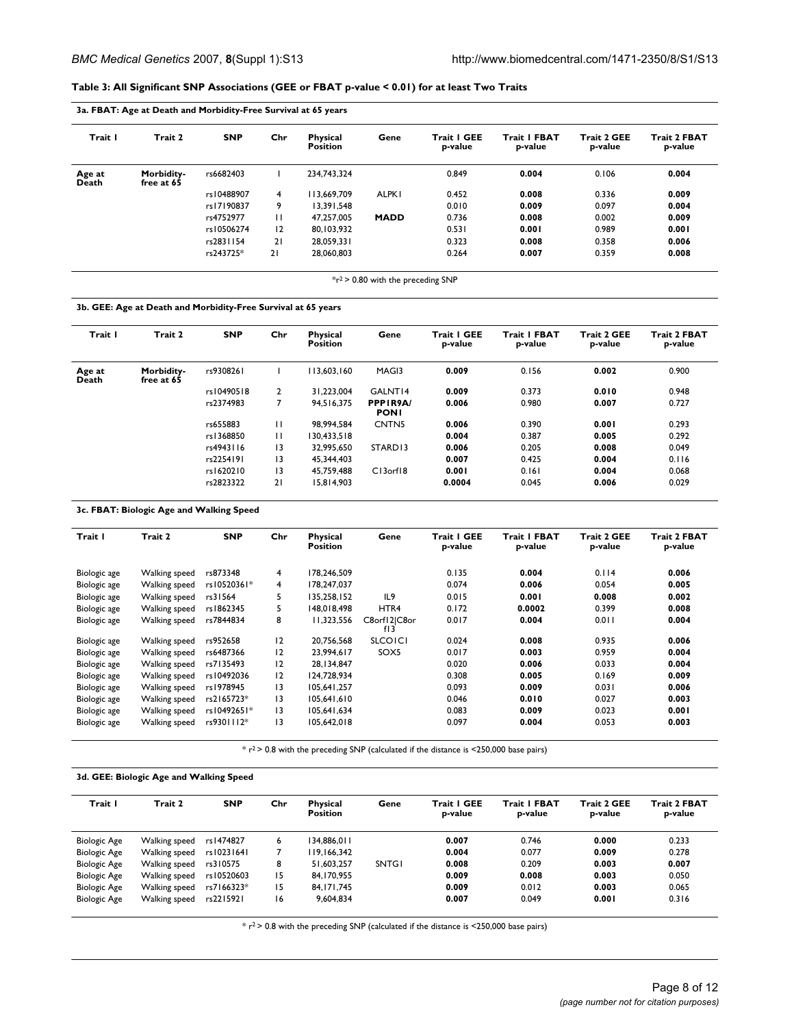**Table 3: All Significant SNP Associations (GEE or FBAT p-value < 0.01) for at least Two Traits**

**3a. FBAT: Age at Death and Morbidity-Free Survival at 65 years**

| Trait 1 | Trait 2 | SNP | Chr | Physical Position | Gene | Trait 1 GEE p-value | Trait 1 FBAT p-value | Trait 2 GEE p-value | Trait 2 FBAT p-value |
|---|---|---|---|---|---|---|---|---|---|
| **Age at Death** | **Morbidity-free at 65** | rs6682403 | 1 | 234,743,324 | | 0.849 | **0.004** | 0.106 | **0.004** |
| | | rs10488907 | 4 | 113,669,709 | ALPK1 | 0.452 | **0.008** | 0.336 | **0.009** |
| | | rs17190837 | 9 | 13,391,548 | | 0.010 | **0.009** | 0.097 | **0.004** |
| | | rs4752977 | 11 | 47,257,005 | **MADD** | 0.736 | **0.008** | 0.002 | **0.009** |
| | | rs10506274 | 12 | 80,103,932 | | 0.531 | **0.001** | 0.989 | **0.001** |
| | | rs2831154 | 21 | 28,059,331 | | 0.323 | **0.008** | 0.358 | **0.006** |
| | | rs243725* | 21 | 28,060,803 | | 0.264 | **0.007** | 0.359 | **0.008** |

*$r^2$ > 0.80 with the preceding SNP

**3b. GEE: Age at Death and Morbidity-Free Survival at 65 years**

| Trait 1 | Trait 2 | SNP | Chr | Physical Position | Gene | Trait 1 GEE p-value | Trait 1 FBAT p-value | Trait 2 GEE p-value | Trait 2 FBAT p-value |
|---|---|---|---|---|---|---|---|---|---|
| **Age at Death** | **Morbidity-free at 65** | rs9308261 | 1 | 113,603,160 | MAGI3 | **0.009** | 0.156 | **0.002** | 0.900 |
| | | rs10490518 | 2 | 31,223,004 | GALNT14 | **0.009** | 0.373 | **0.010** | 0.948 |
| | | rs2374983 | 7 | 94,516,375 | **PPP1R9A/ PON1** | **0.006** | 0.980 | **0.007** | 0.727 |
| | | rs655883 | 11 | 98,994,584 | CNTN5 | **0.006** | 0.390 | **0.001** | 0.293 |
| | | rs1368850 | 11 | 130,433,518 | | **0.004** | 0.387 | **0.005** | 0.292 |
| | | rs4943116 | 13 | 32,995,650 | STARD13 | **0.006** | 0.205 | **0.008** | 0.049 |
| | | rs2254191 | 13 | 45,344,403 | | **0.007** | 0.425 | **0.004** | 0.116 |
| | | rs1620210 | 13 | 45,759,488 | C13orf18 | **0.001** | 0.161 | **0.004** | 0.068 |
| | | rs2823322 | 21 | 15,814,903 | | **0.0004** | 0.045 | **0.006** | 0.029 |

**3c. FBAT: Biologic Age and Walking Speed**

| Trait 1 | Trait 2 | SNP | Chr | Physical Position | Gene | Trait 1 GEE p-value | Trait 1 FBAT p-value | Trait 2 GEE p-value | Trait 2 FBAT p-value |
|---|---|---|---|---|---|---|---|---|---|
| Biologic age | Walking speed | rs873348 | 4 | 178,246,509 | | 0.135 | **0.004** | 0.114 | **0.006** |
| Biologic age | Walking speed | rs10520361* | 4 | 178,247,037 | | 0.074 | **0.006** | 0.054 | **0.005** |
| Biologic age | Walking speed | rs31564 | 5 | 135,258,152 | IL9 | 0.015 | **0.001** | 0.008 | **0.002** |
| Biologic age | Walking speed | rs1862345 | 5 | 148,018,498 | HTR4 | 0.172 | **0.0002** | 0.399 | **0.008** |
| Biologic age | Walking speed | rs7844834 | 8 | 11,323,556 | C8orf12\|C8orf13 | 0.017 | **0.004** | 0.011 | **0.004** |
| Biologic age | Walking speed | rs952658 | 12 | 20,756,568 | SLCO1C1 | 0.024 | **0.008** | 0.935 | **0.006** |
| Biologic age | Walking speed | rs6487366 | 12 | 23,994,617 | SOX5 | 0.017 | **0.003** | 0.959 | **0.004** |
| Biologic age | Walking speed | rs7135493 | 12 | 28,134,847 | | 0.020 | **0.006** | 0.033 | **0.004** |
| Biologic age | Walking speed | rs10492036 | 12 | 124,728,934 | | 0.308 | **0.005** | 0.169 | **0.009** |
| Biologic age | Walking speed | rs1978945 | 13 | 105,641,257 | | 0.093 | **0.009** | 0.031 | **0.006** |
| Biologic age | Walking speed | rs2165723* | 13 | 105,641,610 | | 0.046 | **0.010** | 0.027 | **0.003** |
| Biologic age | Walking speed | rs10492651* | 13 | 105,641,634 | | 0.083 | **0.009** | 0.023 | **0.001** |
| Biologic age | Walking speed | rs9301112* | 13 | 105,642,018 | | 0.097 | **0.004** | 0.053 | **0.003** |

* $r^2$ > 0.8 with the preceding SNP (calculated if the distance is <250,000 base pairs)

**3d. GEE: Biologic Age and Walking Speed**

| Trait 1 | Trait 2 | SNP | Chr | Physical Position | Gene | Trait 1 GEE p-value | Trait 1 FBAT p-value | Trait 2 GEE p-value | Trait 2 FBAT p-value |
|---|---|---|---|---|---|---|---|---|---|
| Biologic Age | Walking speed | rs1474827 | 6 | 134,886,011 | | **0.007** | 0.746 | **0.000** | 0.233 |
| Biologic Age | Walking speed | rs10231641 | 7 | 119,166,342 | | **0.004** | 0.077 | **0.009** | 0.278 |
| Biologic Age | Walking speed | rs310575 | 8 | 51,603,257 | SNTG1 | **0.008** | 0.209 | **0.003** | **0.007** |
| Biologic Age | Walking speed | rs10520603 | 15 | 84,170,955 | | **0.009** | **0.008** | **0.003** | 0.050 |
| Biologic Age | Walking speed | rs7166323* | 15 | 84,171,745 | | **0.009** | 0.012 | **0.003** | 0.065 |
| Biologic Age | Walking speed | rs2215921 | 16 | 9,604,834 | | **0.007** | 0.049 | **0.001** | 0.316 |

* $r^2$ > 0.8 with the preceding SNP (calculated if the distance is <250,000 base pairs)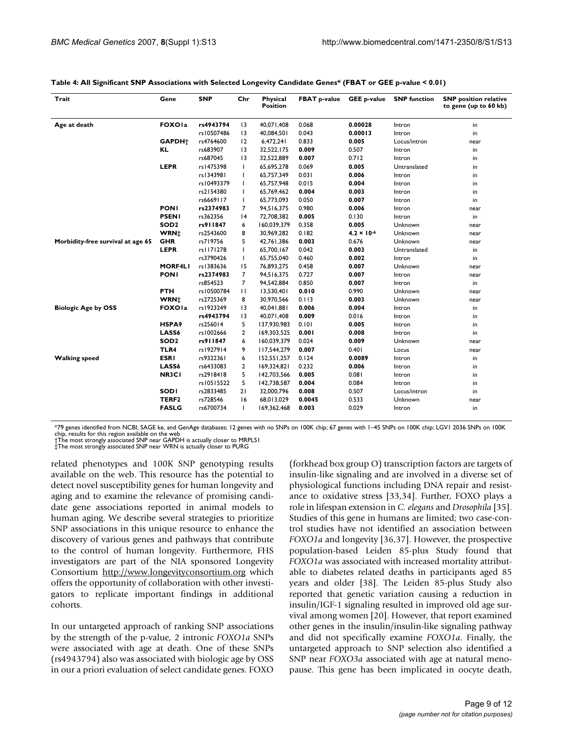**Table 4: All Significant SNP Associations with Selected Longevity Candidate Genes* (FBAT or GEE p-value < 0.01)**

| Trait | Gene | SNP | Chr | Physical Position | FBAT p-value | GEE p-value | SNP function | SNP position relative to gene (up to 60 kb) |
|---|---|---|---|---|---|---|---|---|
| Age at death | **FOXO1a** | **rs4943794** | 13 | 40,071,408 | 0.068 | **0.00028** | Intron | in |
| | | rs10507486 | 13 | 40,084,501 | 0.043 | **0.00013** | Intron | in |
| | **GAPDH†** | rs4764600 | 12 | 6,472,241 | 0.833 | **0.005** | Locus/intron | near |
| | **KL** | rs683907 | 13 | 32,522,175 | **0.009** | 0.507 | Intron | in |
| | | rs687045 | 13 | 32,522,889 | **0.007** | 0.712 | Intron | in |
| | **LEPR** | rs1475398 | 1 | 65,695,278 | 0.069 | **0.005** | Untranslated | in |
| | | rs1343981 | 1 | 65,757,349 | 0.031 | **0.006** | Intron | in |
| | | rs10493379 | 1 | 65,757,948 | 0.015 | **0.004** | Intron | in |
| | | rs2154380 | 1 | 65,769,462 | **0.004** | **0.003** | Intron | in |
| | | rs6669117 | 1 | 65,773,093 | 0.050 | **0.007** | Intron | in |
| | **PON1** | **rs2374983** | 7 | 94,516,375 | 0.980 | **0.006** | Intron | near |
| | **PSEN1** | rs362356 | 14 | 72,708,382 | **0.005** | 0.130 | Intron | in |
| | **SOD2** | **rs911847** | 6 | 160,039,379 | 0.358 | **0.005** | Unknown | near |
| | **WRN‡** | rs2543600 | 8 | 30,969,282 | 0.182 | **$4.2 \times 10^{-6}$** | Unknown | near |
| Morbidity-free survival at age 65 | **GHR** | rs719756 | 5 | 42,761,386 | **0.003** | 0.676 | Unknown | near |
| | **LEPR** | rs1171278 | 1 | 65,700,167 | 0.042 | **0.003** | Untranslated | in |
| | | rs3790426 | 1 | 65,755,040 | 0.460 | **0.002** | Intron | in |
| | **MORF4L1** | rs1383636 | 15 | 76,893,275 | 0.458 | **0.007** | Unknown | near |
| | **PON1** | **rs2374983** | 7 | 94,516,375 | 0.727 | **0.007** | Intron | near |
| | | rs854523 | 7 | 94,542,884 | 0.850 | **0.007** | Intron | in |
| | **PTH** | rs10500784 | 11 | 13,530,401 | **0.010** | 0.990 | Unknown | near |
| | **WRN‡** | rs2725369 | 8 | 30,970,566 | 0.113 | **0.003** | Unknown | near |
| Biologic Age by OSS | **FOXO1a** | rs1923249 | 13 | 40,041,881 | **0.006** | **0.004** | Intron | in |
| | | **rs4943794** | 13 | 40,071,408 | **0.009** | 0.016 | Intron | in |
| | **HSPA9** | rs256014 | 5 | 137,930,983 | 0.101 | **0.005** | Intron | in |
| | **LASS6** | rs1002666 | 2 | 169,303,525 | **0.001** | **0.008** | Intron | in |
| | **SOD2** | **rs911847** | 6 | 160,039,379 | 0.024 | **0.009** | Unknown | near |
| | **TLR4** | rs1927914 | 9 | 117,544,279 | **0.007** | 0.401 | Locus | near |
| Walking speed | **ESR1** | rs9322361 | 6 | 152,551,257 | 0.124 | **0.0089** | Intron | in |
| | **LASS6** | rs6433083 | 2 | 169,324,821 | 0.232 | **0.006** | Intron | in |
| | **NR3C1** | rs2918418 | 5 | 142,703,566 | **0.005** | 0.081 | Intron | in |
| | | rs10515522 | 5 | 142,738,587 | **0.004** | 0.084 | Intron | in |
| | **SOD1** | rs2833485 | 21 | 32,000,796 | **0.008** | 0.507 | Locus/intron | in |
| | **TERF2** | rs728546 | 16 | 68,013,029 | **0.0045** | 0.533 | Unknown | near |
| | **FASLG** | rs6700734 | 1 | 169,362,468 | **0.003** | 0.029 | Intron | in |

*79 genes identified from NCBI, SAGE ke, and GenAge databases; 12 genes with no SNPs on 100K chip; 67 genes with 1–45 SNPs on 100K chip; LGV1 2036 SNPs on 100K chip, results for this region available on the web
†The most strongly associated SNP near GAPDH is actually closer to MRPL51
‡The most strongly associated SNP near WRN is actually closer to PURG

related phenotypes and 100K SNP genotyping results available on the web. This resource has the potential to detect novel susceptibility genes for human longevity and aging and to examine the relevance of promising candidate gene associations reported in animal models to human aging. We describe several strategies to prioritize SNP associations in this unique resource to enhance the discovery of various genes and pathways that contribute to the control of human longevity. Furthermore, FHS investigators are part of the NIA sponsored Longevity Consortium http://www.longevityconsortium.org which offers the opportunity of collaboration with other investigators to replicate important findings in additional cohorts.

In our untargeted approach of ranking SNP associations by the strength of the p-value, 2 intronic *FOXO1a* SNPs were associated with age at death. One of these SNPs (rs4943794) also was associated with biologic age by OSS in our a priori evaluation of select candidate genes. FOXO (forkhead box group O) transcription factors are targets of insulin-like signaling and are involved in a diverse set of physiological functions including DNA repair and resistance to oxidative stress [33,34]. Further, FOXO plays a role in lifespan extension in *C. elegans* and *Drosophila* [35]. Studies of this gene in humans are limited; two case-control studies have not identified an association between *FOXO1a* and longevity [36,37]. However, the prospective population-based Leiden 85-plus Study found that *FOXO1a* was associated with increased mortality attributable to diabetes related deaths in participants aged 85 years and older [38]. The Leiden 85-plus Study also reported that genetic variation causing a reduction in insulin/IGF-1 signaling resulted in improved old age survival among women [20]. However, that report examined other genes in the insulin/insulin-like signaling pathway and did not specifically examine *FOXO1a*. Finally, the untargeted approach to SNP selection also identified a SNP near *FOXO3a* associated with age at natural menopause. This gene has been implicated in oocyte death,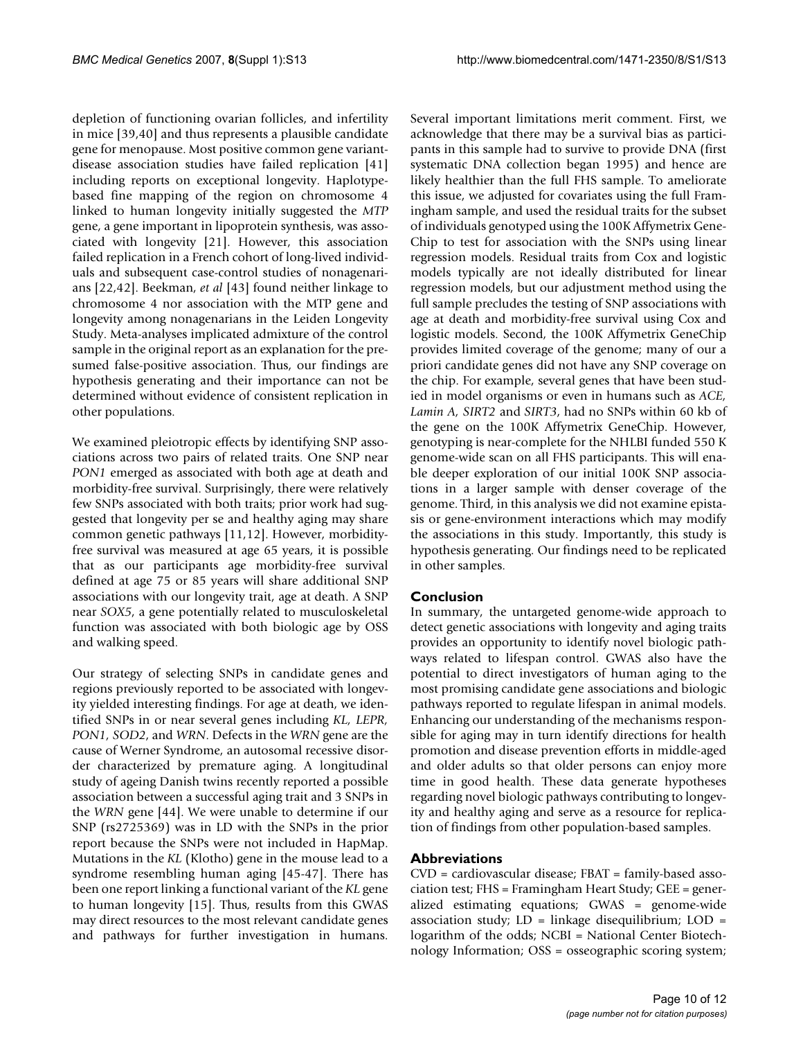depletion of functioning ovarian follicles, and infertility in mice [39,40] and thus represents a plausible candidate gene for menopause. Most positive common gene variant-disease association studies have failed replication [41] including reports on exceptional longevity. Haplotype-based fine mapping of the region on chromosome 4 linked to human longevity initially suggested the *MTP* gene, a gene important in lipoprotein synthesis, was associated with longevity [21]. However, this association failed replication in a French cohort of long-lived individuals and subsequent case-control studies of nonagenarians [22,42]. Beekman, *et al* [43] found neither linkage to chromosome 4 nor association with the MTP gene and longevity among nonagenarians in the Leiden Longevity Study. Meta-analyses implicated admixture of the control sample in the original report as an explanation for the presumed false-positive association. Thus, our findings are hypothesis generating and their importance can not be determined without evidence of consistent replication in other populations.

We examined pleiotropic effects by identifying SNP associations across two pairs of related traits. One SNP near *PON1* emerged as associated with both age at death and morbidity-free survival. Surprisingly, there were relatively few SNPs associated with both traits; prior work had suggested that longevity per se and healthy aging may share common genetic pathways [11,12]. However, morbidity-free survival was measured at age 65 years, it is possible that as our participants age morbidity-free survival defined at age 75 or 85 years will share additional SNP associations with our longevity trait, age at death. A SNP near *SOX5*, a gene potentially related to musculoskeletal function was associated with both biologic age by OSS and walking speed.

Our strategy of selecting SNPs in candidate genes and regions previously reported to be associated with longevity yielded interesting findings. For age at death, we identified SNPs in or near several genes including *KL, LEPR, PON1, SOD2*, and *WRN*. Defects in the *WRN* gene are the cause of Werner Syndrome, an autosomal recessive disorder characterized by premature aging. A longitudinal study of ageing Danish twins recently reported a possible association between a successful aging trait and 3 SNPs in the *WRN* gene [44]. We were unable to determine if our SNP (rs2725369) was in LD with the SNPs in the prior report because the SNPs were not included in HapMap. Mutations in the *KL* (Klotho) gene in the mouse lead to a syndrome resembling human aging [45-47]. There has been one report linking a functional variant of the *KL* gene to human longevity [15]. Thus, results from this GWAS may direct resources to the most relevant candidate genes and pathways for further investigation in humans.

Several important limitations merit comment. First, we acknowledge that there may be a survival bias as participants in this sample had to survive to provide DNA (first systematic DNA collection began 1995) and hence are likely healthier than the full FHS sample. To ameliorate this issue, we adjusted for covariates using the full Framingham sample, and used the residual traits for the subset of individuals genotyped using the 100K Affymetrix GeneChip to test for association with the SNPs using linear regression models. Residual traits from Cox and logistic models typically are not ideally distributed for linear regression models, but our adjustment method using the full sample precludes the testing of SNP associations with age at death and morbidity-free survival using Cox and logistic models. Second, the 100K Affymetrix GeneChip provides limited coverage of the genome; many of our a priori candidate genes did not have any SNP coverage on the chip. For example, several genes that have been studied in model organisms or even in humans such as *ACE, Lamin A, SIRT2* and *SIRT3*, had no SNPs within 60 kb of the gene on the 100K Affymetrix GeneChip. However, genotyping is near-complete for the NHLBI funded 550 K genome-wide scan on all FHS participants. This will enable deeper exploration of our initial 100K SNP associations in a larger sample with denser coverage of the genome. Third, in this analysis we did not examine epistasis or gene-environment interactions which may modify the associations in this study. Importantly, this study is hypothesis generating. Our findings need to be replicated in other samples.

## Conclusion

In summary, the untargeted genome-wide approach to detect genetic associations with longevity and aging traits provides an opportunity to identify novel biologic pathways related to lifespan control. GWAS also have the potential to direct investigators of human aging to the most promising candidate gene associations and biologic pathways reported to regulate lifespan in animal models. Enhancing our understanding of the mechanisms responsible for aging may in turn identify directions for health promotion and disease prevention efforts in middle-aged and older adults so that older persons can enjoy more time in good health. These data generate hypotheses regarding novel biologic pathways contributing to longevity and healthy aging and serve as a resource for replication of findings from other population-based samples.

## Abbreviations

CVD = cardiovascular disease; FBAT = family-based association test; FHS = Framingham Heart Study; GEE = generalized estimating equations; GWAS = genome-wide association study; LD = linkage disequilibrium; LOD = logarithm of the odds; NCBI = National Center Biotechnology Information; OSS = osseographic scoring system;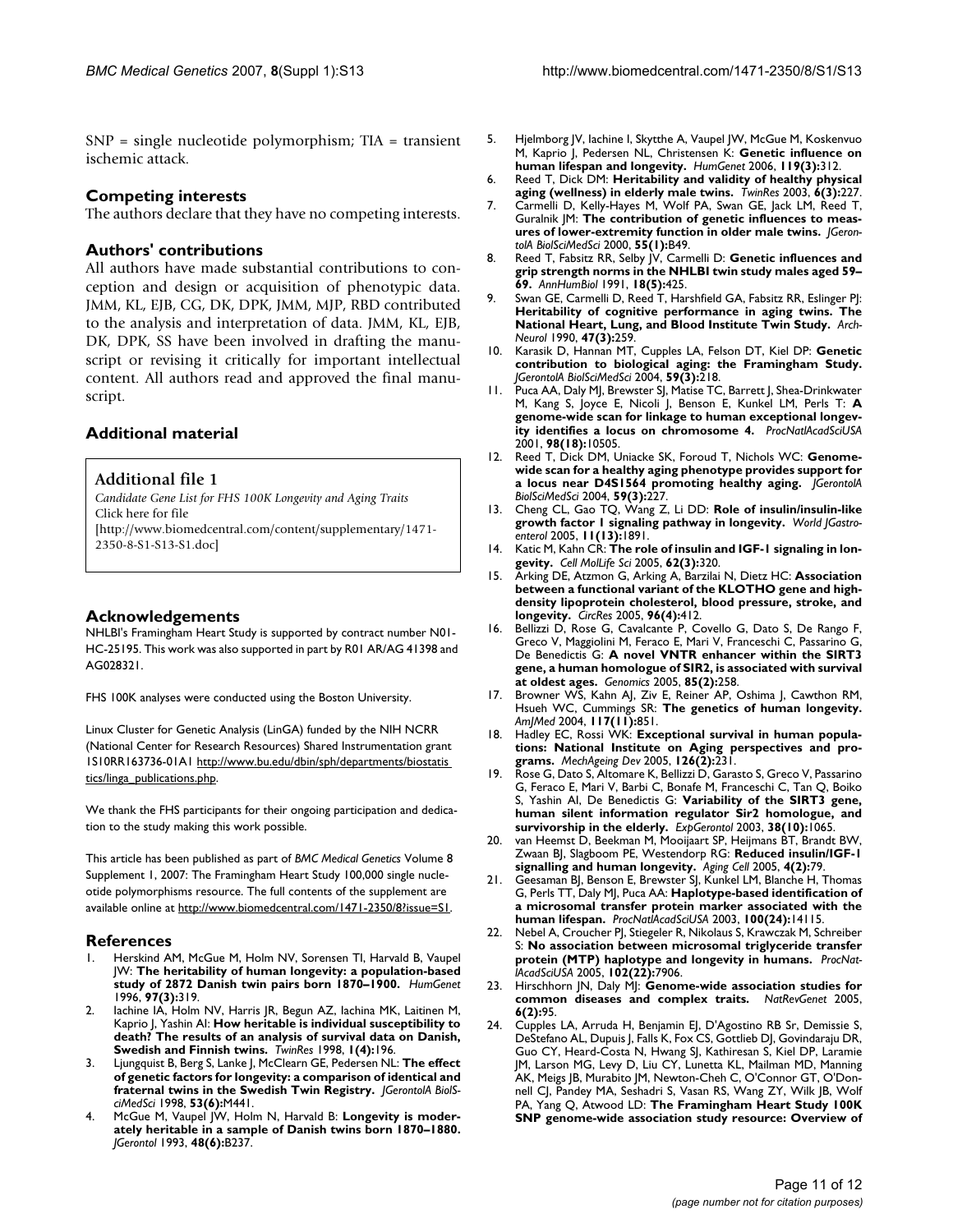SNP = single nucleotide polymorphism; TIA = transient ischemic attack.

## Competing interests

The authors declare that they have no competing interests.

## Authors' contributions

All authors have made substantial contributions to conception and design or acquisition of phenotypic data. JMM, KL, EJB, CG, DK, DPK, JMM, MJP, RBD contributed to the analysis and interpretation of data. JMM, KL, EJB, DK, DPK, SS have been involved in drafting the manuscript or revising it critically for important intellectual content. All authors read and approved the final manuscript.

## Additional material

### Additional file 1

*Candidate Gene List for FHS 100K Longevity and Aging Traits*
Click here for file
[http://www.biomedcentral.com/content/supplementary/1471-2350-8-S1-S13-S1.doc]

## Acknowledgements

NHLBI's Framingham Heart Study is supported by contract number N01-HC-25195. This work was also supported in part by R01 AR/AG 41398 and AG028321.

FHS 100K analyses were conducted using the Boston University.

Linux Cluster for Genetic Analysis (LinGA) funded by the NIH NCRR (National Center for Research Resources) Shared Instrumentation grant 1S10RR163736-01A1 http://www.bu.edu/dbin/sph/departments/biostatistics/linga_publications.php.

We thank the FHS participants for their ongoing participation and dedication to the study making this work possible.

This article has been published as part of *BMC Medical Genetics* Volume 8 Supplement 1, 2007: The Framingham Heart Study 100,000 single nucleotide polymorphisms resource. The full contents of the supplement are available online at http://www.biomedcentral.com/1471-2350/8?issue=S1.

## References

1. Herskind AM, McGue M, Holm NV, Sorensen TI, Harvald B, Vaupel JW: **The heritability of human longevity: a population-based study of 2872 Danish twin pairs born 1870–1900.** *HumGenet* 1996, **97(3):**319.
2. Iachine IA, Holm NV, Harris JR, Begun AZ, Iachina MK, Laitinen M, Kaprio J, Yashin AI: **How heritable is individual susceptibility to death? The results of an analysis of survival data on Danish, Swedish and Finnish twins.** *TwinRes* 1998, **1(4):**196.
3. Ljungquist B, Berg S, Lanke J, McClearn GE, Pedersen NL: **The effect of genetic factors for longevity: a comparison of identical and fraternal twins in the Swedish Twin Registry.** *JGerontolA BiolSciMedSci* 1998, **53(6):**M441.
4. McGue M, Vaupel JW, Holm N, Harvald B: **Longevity is moderately heritable in a sample of Danish twins born 1870–1880.** *JGerontol* 1993, **48(6):**B237.
5. Hjelmborg JV, Iachine I, Skytthe A, Vaupel JW, McGue M, Koskenvuo M, Kaprio J, Pedersen NL, Christensen K: **Genetic influence on human lifespan and longevity.** *HumGenet* 2006, **119(3):**312.
6. Reed T, Dick DM: **Heritability and validity of healthy physical aging (wellness) in elderly male twins.** *TwinRes* 2003, **6(3):**227.
7. Carmelli D, Kelly-Hayes M, Wolf PA, Swan GE, Jack LM, Reed T, Guralnik JM: **The contribution of genetic influences to measures of lower-extremity function in older male twins.** *JGerontolA BiolSciMedSci* 2000, **55(1):**B49.
8. Reed T, Fabsitz RR, Selby JV, Carmelli D: **Genetic influences and grip strength norms in the NHLBI twin study males aged 59–69.** *AnnHumBiol* 1991, **18(5):**425.
9. Swan GE, Carmelli D, Reed T, Harshfield GA, Fabsitz RR, Eslinger PJ: **Heritability of cognitive performance in aging twins. The National Heart, Lung, and Blood Institute Twin Study.** *ArchNeurol* 1990, **47(3):**259.
10. Karasik D, Hannan MT, Cupples LA, Felson DT, Kiel DP: **Genetic contribution to biological aging: the Framingham Study.** *JGerontolA BiolSciMedSci* 2004, **59(3):**218.
11. Puca AA, Daly MJ, Brewster SJ, Matise TC, Barrett J, Shea-Drinkwater M, Kang S, Joyce E, Nicoli J, Benson E, Kunkel LM, Perls T: **A genome-wide scan for linkage to human exceptional longevity identifies a locus on chromosome 4.** *ProcNatlAcadSciUSA* 2001, **98(18):**10505.
12. Reed T, Dick DM, Uniacke SK, Foroud T, Nichols WC: **Genome-wide scan for a healthy aging phenotype provides support for a locus near D4S1564 promoting healthy aging.** *JGerontolA BiolSciMedSci* 2004, **59(3):**227.
13. Cheng CL, Gao TQ, Wang Z, Li DD: **Role of insulin/insulin-like growth factor 1 signaling pathway in longevity.** *World JGastroenterol* 2005, **11(13):**1891.
14. Katic M, Kahn CR: **The role of insulin and IGF-1 signaling in longevity.** *Cell MolLife Sci* 2005, **62(3):**320.
15. Arking DE, Atzmon G, Arking A, Barzilai N, Dietz HC: **Association between a functional variant of the KLOTHO gene and high-density lipoprotein cholesterol, blood pressure, stroke, and longevity.** *CircRes* 2005, **96(4):**412.
16. Bellizzi D, Rose G, Cavalcante P, Covello G, Dato S, De Rango F, Greco V, Maggiolini M, Feraco E, Mari V, Franceschi C, Passarino G, De Benedictis G: **A novel VNTR enhancer within the SIRT3 gene, a human homologue of SIR2, is associated with survival at oldest ages.** *Genomics* 2005, **85(2):**258.
17. Browner WS, Kahn AJ, Ziv E, Reiner AP, Oshima J, Cawthon RM, Hsueh WC, Cummings SR: **The genetics of human longevity.** *AmJMed* 2004, **117(11):**851.
18. Hadley EC, Rossi WK: **Exceptional survival in human populations: National Institute on Aging perspectives and programs.** *MechAgeing Dev* 2005, **126(2):**231.
19. Rose G, Dato S, Altomare K, Bellizzi D, Garasto S, Greco V, Passarino G, Feraco E, Mari V, Barbi C, Bonafe M, Franceschi C, Tan Q, Boiko S, Yashin AI, De Benedictis G: **Variability of the SIRT3 gene, human silent information regulator Sir2 homologue, and survivorship in the elderly.** *ExpGerontol* 2003, **38(10):**1065.
20. van Heemst D, Beekman M, Mooijaart SP, Heijmans BT, Brandt BW, Zwaan BJ, Slagboom PE, Westendorp RG: **Reduced insulin/IGF-1 signalling and human longevity.** *Aging Cell* 2005, **4(2):**79.
21. Geesaman BJ, Benson E, Brewster SJ, Kunkel LM, Blanche H, Thomas G, Perls TT, Daly MJ, Puca AA: **Haplotype-based identification of a microsomal transfer protein marker associated with the human lifespan.** *ProcNatlAcadSciUSA* 2003, **100(24):**14115.
22. Nebel A, Croucher PJ, Stiegeler R, Nikolaus S, Krawczak M, Schreiber S: **No association between microsomal triglyceride transfer protein (MTP) haplotype and longevity in humans.** *ProcNatlAcadSciUSA* 2005, **102(22):**7906.
23. Hirschhorn JN, Daly MJ: **Genome-wide association studies for common diseases and complex traits.** *NatRevGenet* 2005, **6(2):**95.
24. Cupples LA, Arruda H, Benjamin EJ, D'Agostino RB Sr, Demissie S, DeStefano AL, Dupuis J, Falls K, Fox CS, Gottlieb DJ, Govindaraju DR, Guo CY, Heard-Costa N, Hwang SJ, Kathiresan S, Kiel DP, Laramie JM, Larson MG, Levy D, Liu CY, Lunetta KL, Mailman MD, Manning AK, Meigs JB, Murabito JM, Newton-Cheh C, O'Connor GT, O'Donnell CJ, Pandey MA, Seshadri S, Vasan RS, Wang ZY, Wilk JB, Wolf PA, Yang Q, Atwood LD: **The Framingham Heart Study 100K SNP genome-wide association study resource: Overview of**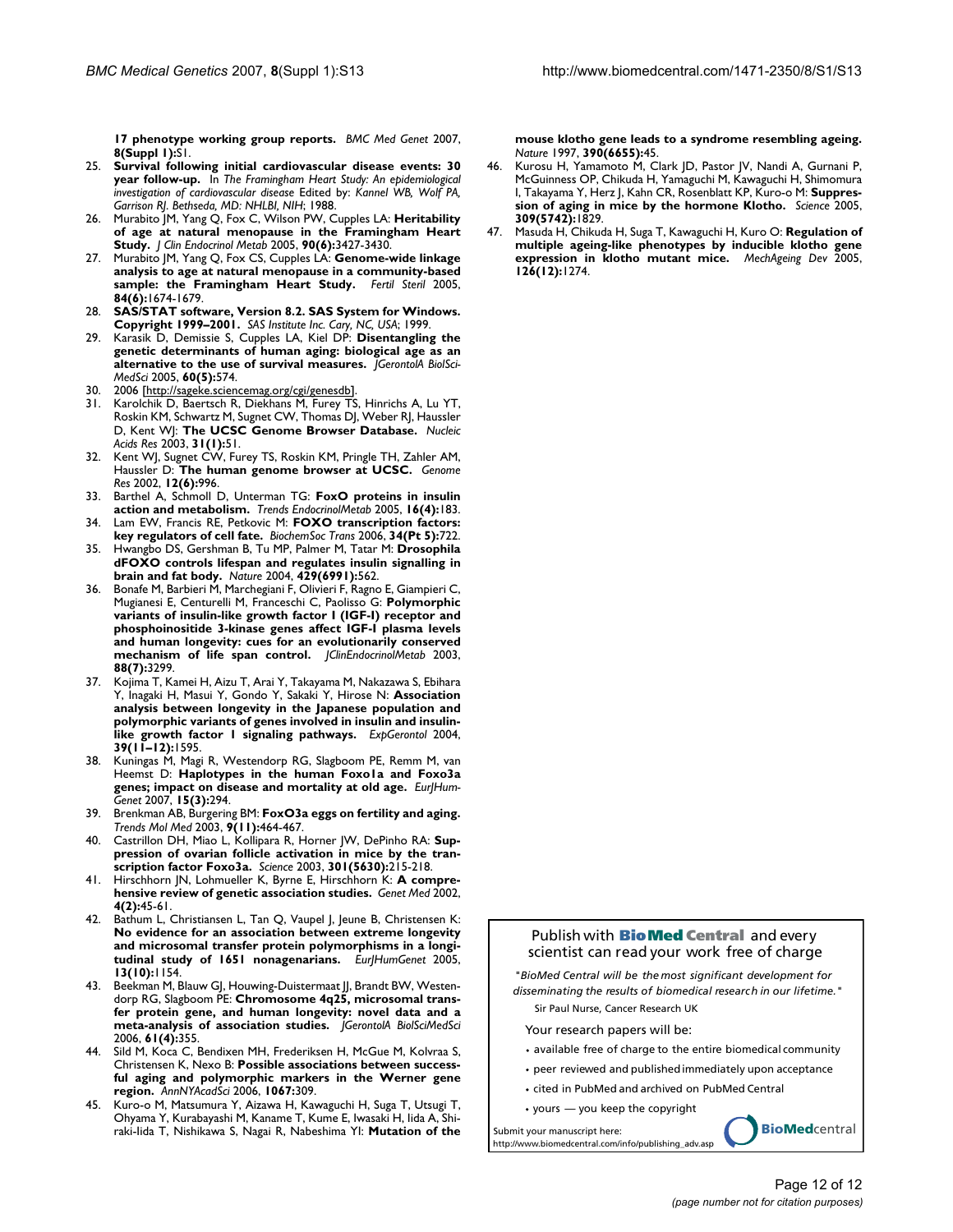**17 phenotype working group reports.** *BMC Med Genet* 2007, **8(Suppl 1):**S1.

25. **Survival following initial cardiovascular disease events: 30 year follow-up.** In *The Framingham Heart Study: An epidemiological investigation of cardiovascular disease* Edited by: *Kannel WB, Wolf PA, Garrison RJ. Bethseda, MD: NHLBI, NIH*; 1988.
26. Murabito JM, Yang Q, Fox C, Wilson PW, Cupples LA: **Heritability of age at natural menopause in the Framingham Heart Study.** *J Clin Endocrinol Metab* 2005, **90(6):**3427-3430.
27. Murabito JM, Yang Q, Fox CS, Cupples LA: **Genome-wide linkage analysis to age at natural menopause in a community-based sample: the Framingham Heart Study.** *Fertil Steril* 2005, **84(6):**1674-1679.
28. **SAS/STAT software, Version 8.2. SAS System for Windows. Copyright 1999–2001.** *SAS Institute Inc. Cary, NC, USA*; 1999.
29. Karasik D, Demissie S, Cupples LA, Kiel DP: **Disentangling the genetic determinants of human aging: biological age as an alternative to the use of survival measures.** *JGerontolA BiolSciMedSci* 2005, **60(5):**574.
30. 2006 [http://sageke.sciencemag.org/cgi/genesdb].
31. Karolchik D, Baertsch R, Diekhans M, Furey TS, Hinrichs A, Lu YT, Roskin KM, Schwartz M, Sugnet CW, Thomas DJ, Weber RJ, Haussler D, Kent WJ: **The UCSC Genome Browser Database.** *Nucleic Acids Res* 2003, **31(1):**51.
32. Kent WJ, Sugnet CW, Furey TS, Roskin KM, Pringle TH, Zahler AM, Haussler D: **The human genome browser at UCSC.** *Genome Res* 2002, **12(6):**996.
33. Barthel A, Schmoll D, Unterman TG: **FoxO proteins in insulin action and metabolism.** *Trends EndocrinolMetab* 2005, **16(4):**183.
34. Lam EW, Francis RE, Petkovic M: **FOXO transcription factors: key regulators of cell fate.** *BiochemSoc Trans* 2006, **34(Pt 5):**722.
35. Hwangbo DS, Gershman B, Tu MP, Palmer M, Tatar M: **Drosophila dFOXO controls lifespan and regulates insulin signalling in brain and fat body.** *Nature* 2004, **429(6991):**562.
36. Bonafe M, Barbieri M, Marchegiani F, Olivieri F, Ragno E, Giampieri C, Mugianesi E, Centurelli M, Franceschi C, Paolisso G: **Polymorphic variants of insulin-like growth factor I (IGF-I) receptor and phosphoinositide 3-kinase genes affect IGF-I plasma levels and human longevity: cues for an evolutionarily conserved mechanism of life span control.** *JClinEndocrinolMetab* 2003, **88(7):**3299.
37. Kojima T, Kamei H, Aizu T, Arai Y, Takayama M, Nakazawa S, Ebihara Y, Inagaki H, Masui Y, Gondo Y, Sakaki Y, Hirose N: **Association analysis between longevity in the Japanese population and polymorphic variants of genes involved in insulin and insulin-like growth factor 1 signaling pathways.** *ExpGerontol* 2004, **39(11–12):**1595.
38. Kuningas M, Magi R, Westendorp RG, Slagboom PE, Remm M, van Heemst D: **Haplotypes in the human Foxo1a and Foxo3a genes; impact on disease and mortality at old age.** *EurJHumGenet* 2007, **15(3):**294.
39. Brenkman AB, Burgering BM: **FoxO3a eggs on fertility and aging.** *Trends Mol Med* 2003, **9(11):**464-467.
40. Castrillon DH, Miao L, Kollipara R, Horner JW, DePinho RA: **Suppression of ovarian follicle activation in mice by the transcription factor Foxo3a.** *Science* 2003, **301(5630):**215-218.
41. Hirschhorn JN, Lohmueller K, Byrne E, Hirschhorn K: **A comprehensive review of genetic association studies.** *Genet Med* 2002, **4(2):**45-61.
42. Bathum L, Christiansen L, Tan Q, Vaupel J, Jeune B, Christensen K: **No evidence for an association between extreme longevity and microsomal transfer protein polymorphisms in a longitudinal study of 1651 nonagenarians.** *EurJHumGenet* 2005, **13(10):**1154.
43. Beekman M, Blauw GJ, Houwing-Duistermaat JJ, Brandt BW, Westendorp RG, Slagboom PE: **Chromosome 4q25, microsomal transfer protein gene, and human longevity: novel data and a meta-analysis of association studies.** *JGerontolA BiolSciMedSci* 2006, **61(4):**355.
44. Sild M, Koca C, Bendixen MH, Frederiksen H, McGue M, Kolvraa S, Christensen K, Nexo B: **Possible associations between successful aging and polymorphic markers in the Werner gene region.** *AnnNYAcadSci* 2006, **1067:**309.
45. Kuro-o M, Matsumura Y, Aizawa H, Kawaguchi H, Suga T, Utsugi T, Ohyama Y, Kurabayashi M, Kaname T, Kume E, Iwasaki H, Iida A, Shiraki-Iida T, Nishikawa S, Nagai R, Nabeshima YI: **Mutation of the mouse klotho gene leads to a syndrome resembling ageing.** *Nature* 1997, **390(6655):**45.
46. Kurosu H, Yamamoto M, Clark JD, Pastor JV, Nandi A, Gurnani P, McGuinness OP, Chikuda H, Yamaguchi M, Kawaguchi H, Shimomura I, Takayama Y, Herz J, Kahn CR, Rosenblatt KP, Kuro-o M: **Suppression of aging in mice by the hormone Klotho.** *Science* 2005, **309(5742):**1829.
47. Masuda H, Chikuda H, Suga T, Kawaguchi H, Kuro O: **Regulation of multiple ageing-like phenotypes by inducible klotho gene expression in klotho mutant mice.** *MechAgeing Dev* 2005, **126(12):**1274.

Publish with **BioMed Central** and every scientist can read your work free of charge

*"BioMed Central will be the most significant development for disseminating the results of biomedical research in our lifetime."*

Sir Paul Nurse, Cancer Research UK

Your research papers will be:

- available free of charge to the entire biomedical community
- peer reviewed and published immediately upon acceptance
- cited in PubMed and archived on PubMed Central
- yours — you keep the copyright

Submit your manuscript here:
http://www.biomedcentral.com/info/publishing_adv.asp

BioMedcentral